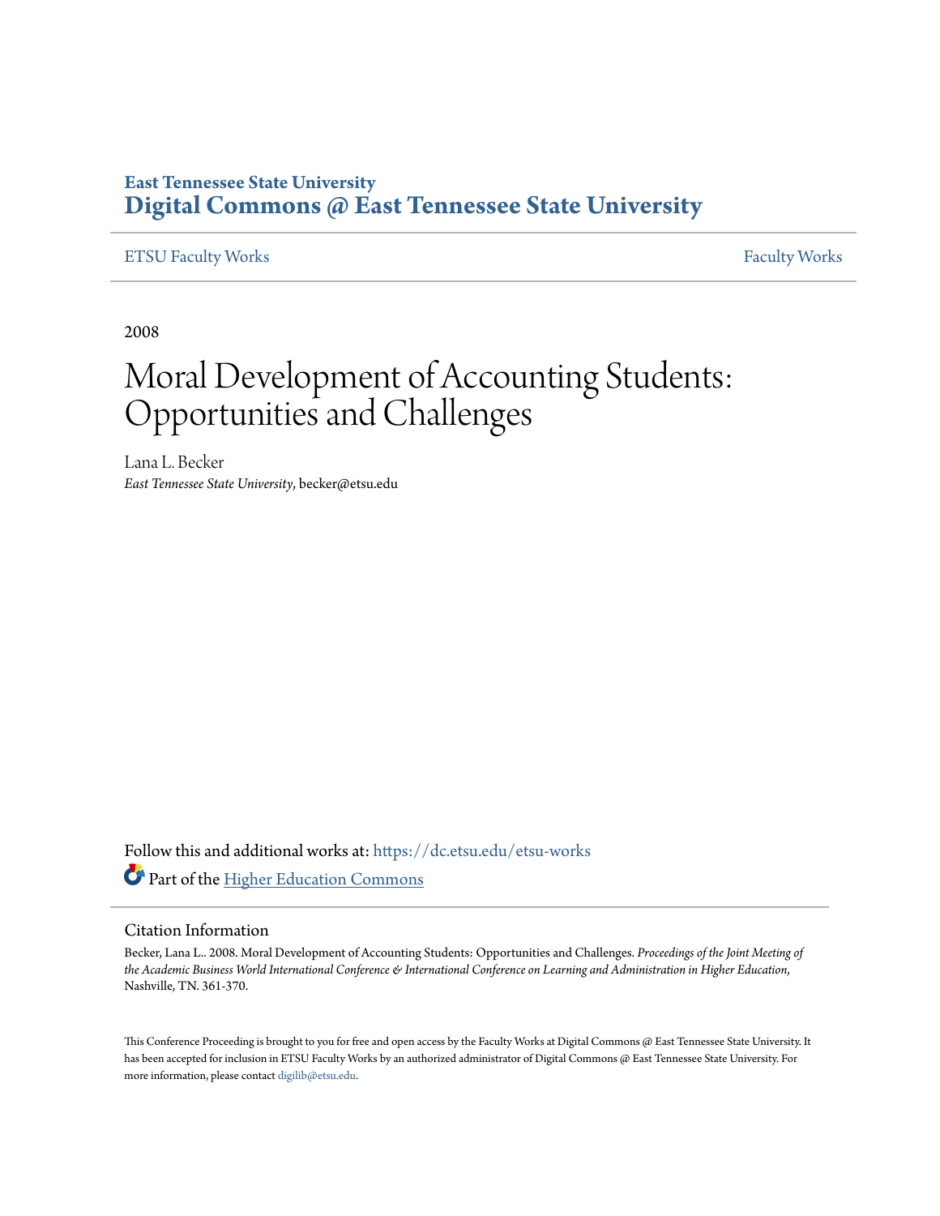East Tennessee State University
**Digital Commons @ East Tennessee State University**

ETSU Faculty Works | Faculty Works

2008

# Moral Development of Accounting Students: Opportunities and Challenges

Lana L. Becker
*East Tennessee State University*, becker@etsu.edu

Follow this and additional works at: https://dc.etsu.edu/etsu-works

Part of the Higher Education Commons

## Citation Information

Becker, Lana L.. 2008. Moral Development of Accounting Students: Opportunities and Challenges. *Proceedings of the Joint Meeting of the Academic Business World International Conference & International Conference on Learning and Administration in Higher Education,* Nashville, TN. 361-370.

This Conference Proceeding is brought to you for free and open access by the Faculty Works at Digital Commons @ East Tennessee State University. It has been accepted for inclusion in ETSU Faculty Works by an authorized administrator of Digital Commons @ East Tennessee State University. For more information, please contact digilib@etsu.edu.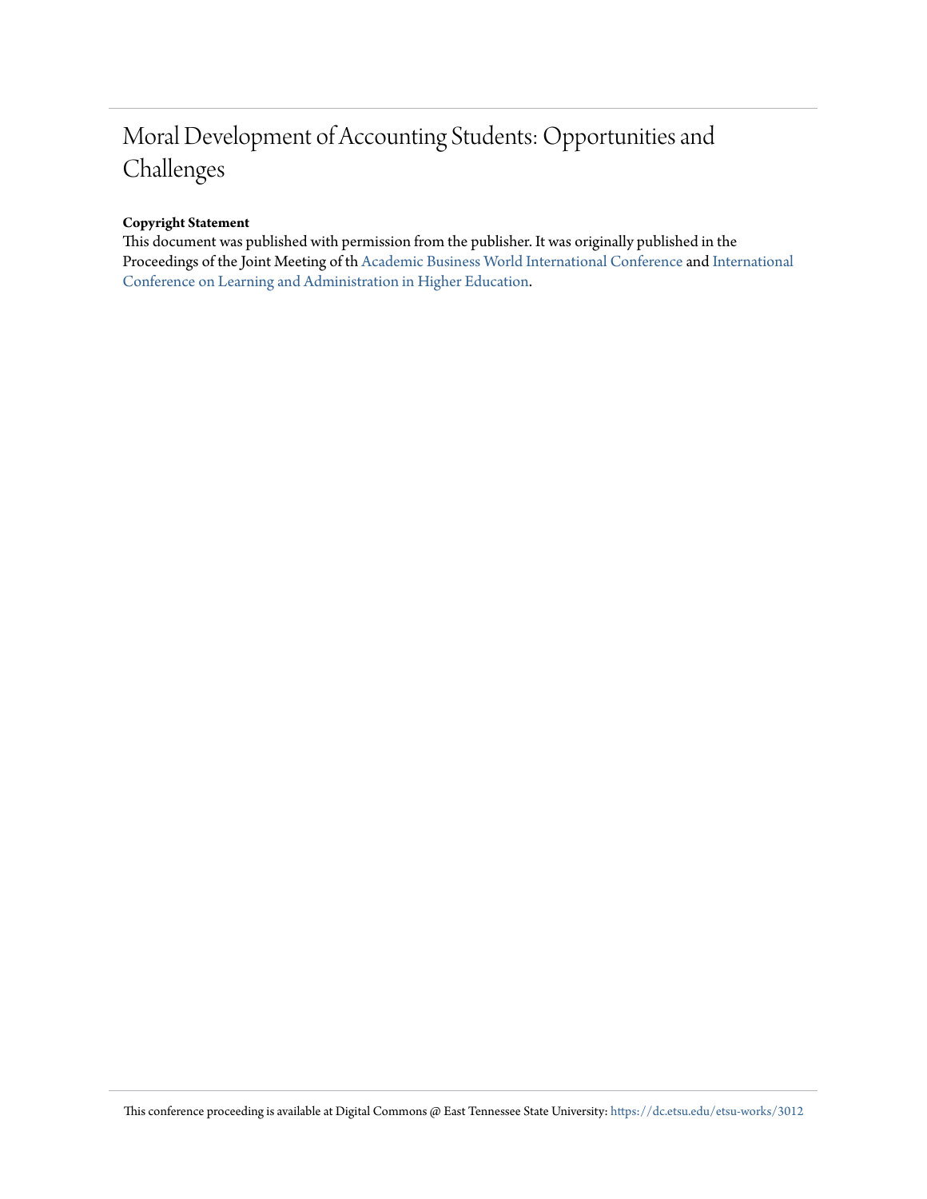# Moral Development of Accounting Students: Opportunities and Challenges

**Copyright Statement**

This document was published with permission from the publisher. It was originally published in the Proceedings of the Joint Meeting of th Academic Business World International Conference and International Conference on Learning and Administration in Higher Education.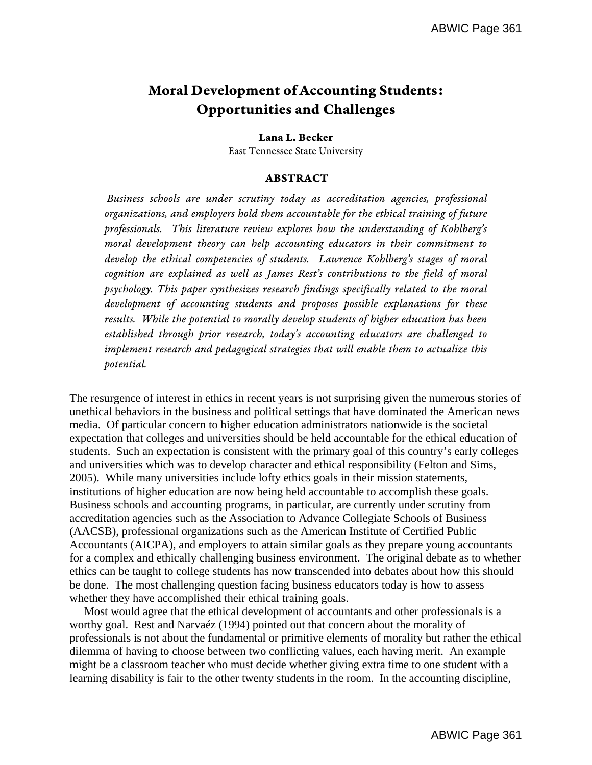# Moral Development of Accounting Students: Opportunities and Challenges

**Lana L. Becker**
East Tennessee State University

## ABSTRACT

*Business schools are under scrutiny today as accreditation agencies, professional organizations, and employers hold them accountable for the ethical training of future professionals. This literature review explores how the understanding of Kohlberg's moral development theory can help accounting educators in their commitment to develop the ethical competencies of students. Lawrence Kohlberg's stages of moral cognition are explained as well as James Rest's contributions to the field of moral psychology. This paper synthesizes research findings specifically related to the moral development of accounting students and proposes possible explanations for these results. While the potential to morally develop students of higher education has been established through prior research, today's accounting educators are challenged to implement research and pedagogical strategies that will enable them to actualize this potential.*

The resurgence of interest in ethics in recent years is not surprising given the numerous stories of unethical behaviors in the business and political settings that have dominated the American news media. Of particular concern to higher education administrators nationwide is the societal expectation that colleges and universities should be held accountable for the ethical education of students. Such an expectation is consistent with the primary goal of this country's early colleges and universities which was to develop character and ethical responsibility (Felton and Sims, 2005). While many universities include lofty ethics goals in their mission statements, institutions of higher education are now being held accountable to accomplish these goals. Business schools and accounting programs, in particular, are currently under scrutiny from accreditation agencies such as the Association to Advance Collegiate Schools of Business (AACSB), professional organizations such as the American Institute of Certified Public Accountants (AICPA), and employers to attain similar goals as they prepare young accountants for a complex and ethically challenging business environment. The original debate as to whether ethics can be taught to college students has now transcended into debates about how this should be done. The most challenging question facing business educators today is how to assess whether they have accomplished their ethical training goals.

Most would agree that the ethical development of accountants and other professionals is a worthy goal. Rest and Narvaéz (1994) pointed out that concern about the morality of professionals is not about the fundamental or primitive elements of morality but rather the ethical dilemma of having to choose between two conflicting values, each having merit. An example might be a classroom teacher who must decide whether giving extra time to one student with a learning disability is fair to the other twenty students in the room. In the accounting discipline,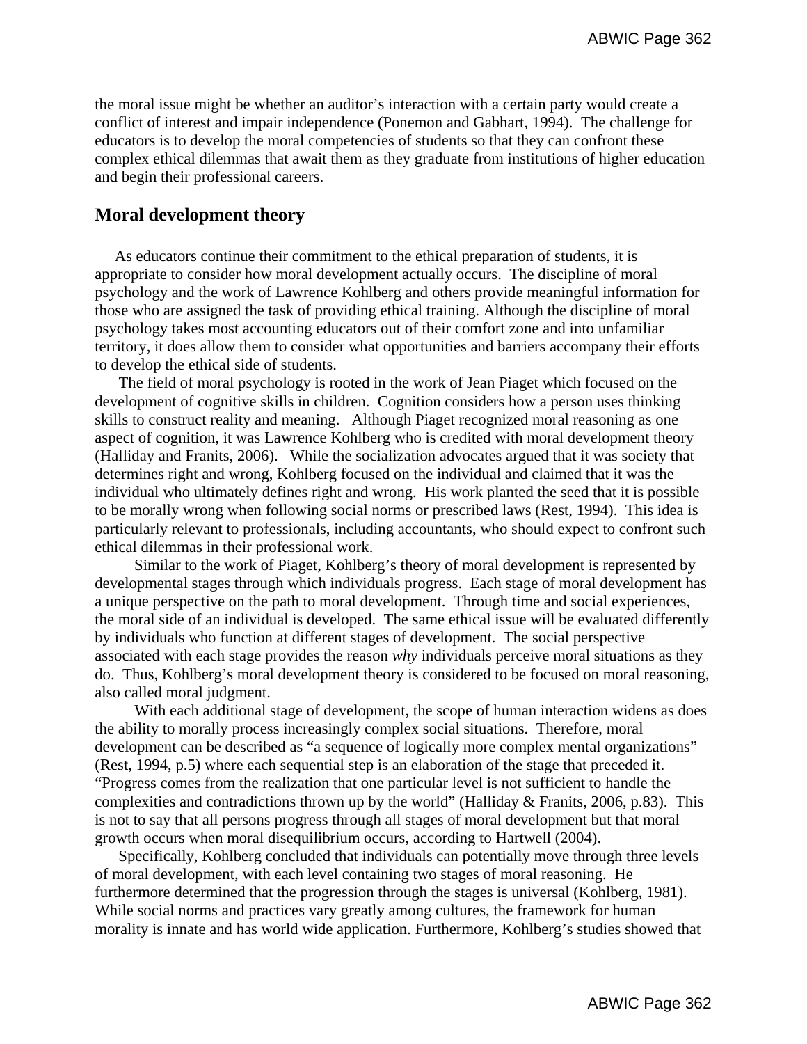the moral issue might be whether an auditor's interaction with a certain party would create a conflict of interest and impair independence (Ponemon and Gabhart, 1994). The challenge for educators is to develop the moral competencies of students so that they can confront these complex ethical dilemmas that await them as they graduate from institutions of higher education and begin their professional careers.

## Moral development theory

As educators continue their commitment to the ethical preparation of students, it is appropriate to consider how moral development actually occurs. The discipline of moral psychology and the work of Lawrence Kohlberg and others provide meaningful information for those who are assigned the task of providing ethical training. Although the discipline of moral psychology takes most accounting educators out of their comfort zone and into unfamiliar territory, it does allow them to consider what opportunities and barriers accompany their efforts to develop the ethical side of students.

The field of moral psychology is rooted in the work of Jean Piaget which focused on the development of cognitive skills in children. Cognition considers how a person uses thinking skills to construct reality and meaning. Although Piaget recognized moral reasoning as one aspect of cognition, it was Lawrence Kohlberg who is credited with moral development theory (Halliday and Franits, 2006). While the socialization advocates argued that it was society that determines right and wrong, Kohlberg focused on the individual and claimed that it was the individual who ultimately defines right and wrong. His work planted the seed that it is possible to be morally wrong when following social norms or prescribed laws (Rest, 1994). This idea is particularly relevant to professionals, including accountants, who should expect to confront such ethical dilemmas in their professional work.

Similar to the work of Piaget, Kohlberg's theory of moral development is represented by developmental stages through which individuals progress. Each stage of moral development has a unique perspective on the path to moral development. Through time and social experiences, the moral side of an individual is developed. The same ethical issue will be evaluated differently by individuals who function at different stages of development. The social perspective associated with each stage provides the reason *why* individuals perceive moral situations as they do. Thus, Kohlberg's moral development theory is considered to be focused on moral reasoning, also called moral judgment.

With each additional stage of development, the scope of human interaction widens as does the ability to morally process increasingly complex social situations. Therefore, moral development can be described as "a sequence of logically more complex mental organizations" (Rest, 1994, p.5) where each sequential step is an elaboration of the stage that preceded it. "Progress comes from the realization that one particular level is not sufficient to handle the complexities and contradictions thrown up by the world" (Halliday & Franits, 2006, p.83). This is not to say that all persons progress through all stages of moral development but that moral growth occurs when moral disequilibrium occurs, according to Hartwell (2004).

Specifically, Kohlberg concluded that individuals can potentially move through three levels of moral development, with each level containing two stages of moral reasoning. He furthermore determined that the progression through the stages is universal (Kohlberg, 1981). While social norms and practices vary greatly among cultures, the framework for human morality is innate and has world wide application. Furthermore, Kohlberg's studies showed that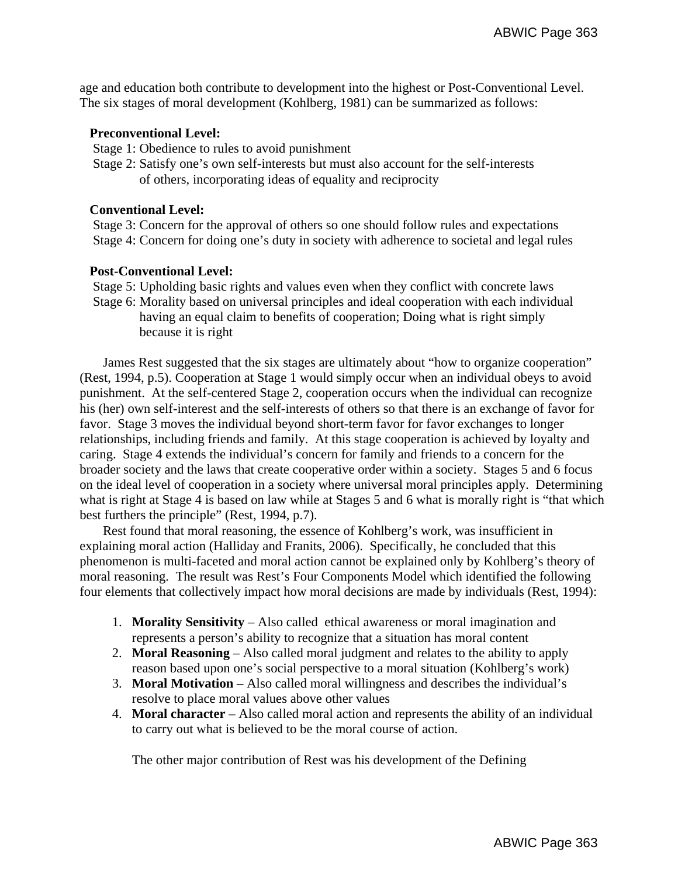age and education both contribute to development into the highest or Post-Conventional Level. The six stages of moral development (Kohlberg, 1981) can be summarized as follows:

**Preconventional Level:**

Stage 1: Obedience to rules to avoid punishment

Stage 2: Satisfy one's own self-interests but must also account for the self-interests of others, incorporating ideas of equality and reciprocity

**Conventional Level:**

Stage 3: Concern for the approval of others so one should follow rules and expectations

Stage 4: Concern for doing one's duty in society with adherence to societal and legal rules

**Post-Conventional Level:**

Stage 5: Upholding basic rights and values even when they conflict with concrete laws

Stage 6: Morality based on universal principles and ideal cooperation with each individual having an equal claim to benefits of cooperation; Doing what is right simply because it is right

James Rest suggested that the six stages are ultimately about "how to organize cooperation" (Rest, 1994, p.5). Cooperation at Stage 1 would simply occur when an individual obeys to avoid punishment. At the self-centered Stage 2, cooperation occurs when the individual can recognize his (her) own self-interest and the self-interests of others so that there is an exchange of favor for favor. Stage 3 moves the individual beyond short-term favor for favor exchanges to longer relationships, including friends and family. At this stage cooperation is achieved by loyalty and caring. Stage 4 extends the individual's concern for family and friends to a concern for the broader society and the laws that create cooperative order within a society. Stages 5 and 6 focus on the ideal level of cooperation in a society where universal moral principles apply. Determining what is right at Stage 4 is based on law while at Stages 5 and 6 what is morally right is "that which best furthers the principle" (Rest, 1994, p.7).

Rest found that moral reasoning, the essence of Kohlberg's work, was insufficient in explaining moral action (Halliday and Franits, 2006). Specifically, he concluded that this phenomenon is multi-faceted and moral action cannot be explained only by Kohlberg's theory of moral reasoning. The result was Rest's Four Components Model which identified the following four elements that collectively impact how moral decisions are made by individuals (Rest, 1994):

1. **Morality Sensitivity** – Also called ethical awareness or moral imagination and represents a person's ability to recognize that a situation has moral content
2. **Moral Reasoning** – Also called moral judgment and relates to the ability to apply reason based upon one's social perspective to a moral situation (Kohlberg's work)
3. **Moral Motivation** – Also called moral willingness and describes the individual's resolve to place moral values above other values
4. **Moral character** – Also called moral action and represents the ability of an individual to carry out what is believed to be the moral course of action.

The other major contribution of Rest was his development of the Defining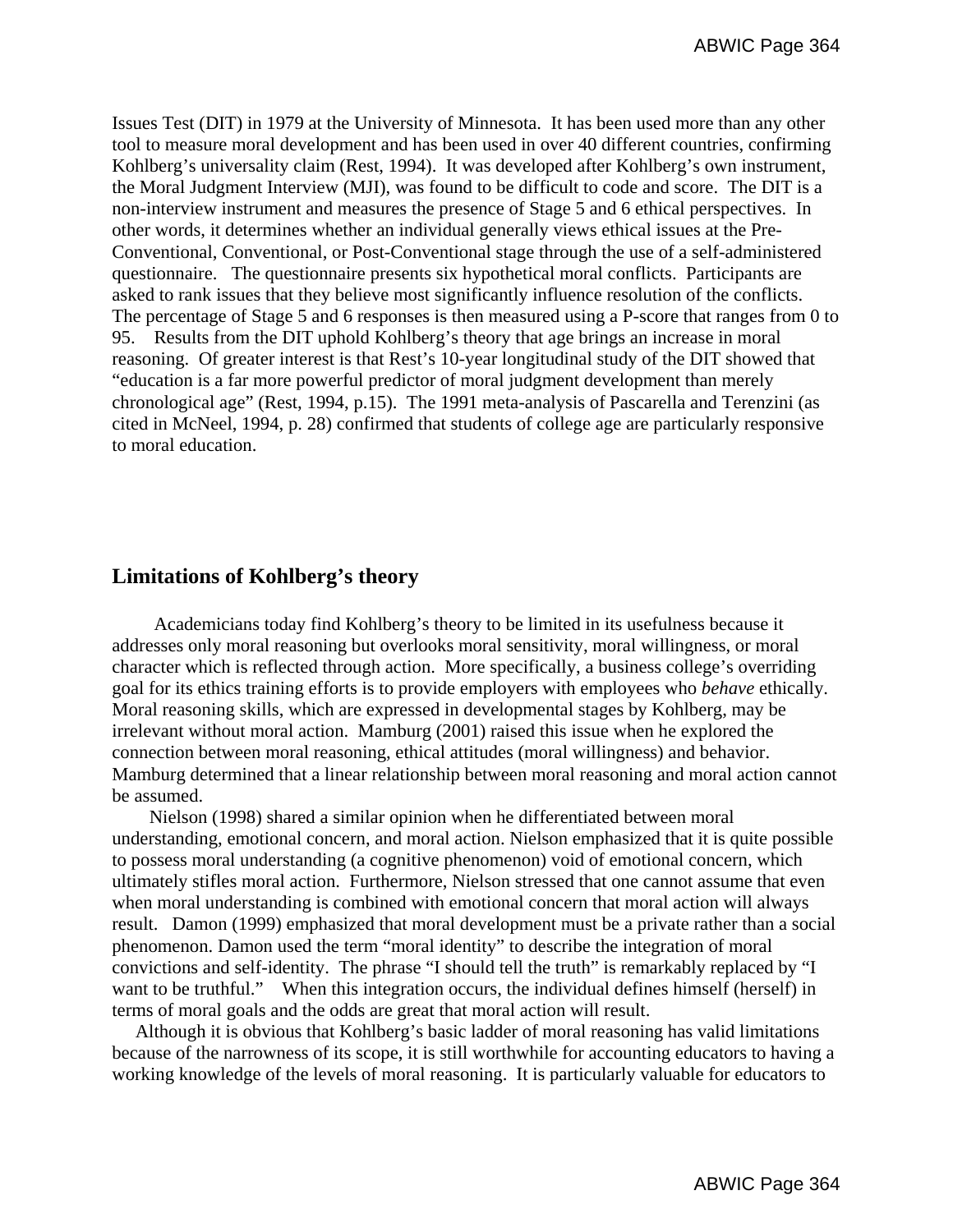Issues Test (DIT) in 1979 at the University of Minnesota. It has been used more than any other tool to measure moral development and has been used in over 40 different countries, confirming Kohlberg's universality claim (Rest, 1994). It was developed after Kohlberg's own instrument, the Moral Judgment Interview (MJI), was found to be difficult to code and score. The DIT is a non-interview instrument and measures the presence of Stage 5 and 6 ethical perspectives. In other words, it determines whether an individual generally views ethical issues at the Pre-Conventional, Conventional, or Post-Conventional stage through the use of a self-administered questionnaire. The questionnaire presents six hypothetical moral conflicts. Participants are asked to rank issues that they believe most significantly influence resolution of the conflicts. The percentage of Stage 5 and 6 responses is then measured using a P-score that ranges from 0 to 95. Results from the DIT uphold Kohlberg's theory that age brings an increase in moral reasoning. Of greater interest is that Rest's 10-year longitudinal study of the DIT showed that "education is a far more powerful predictor of moral judgment development than merely chronological age" (Rest, 1994, p.15). The 1991 meta-analysis of Pascarella and Terenzini (as cited in McNeel, 1994, p. 28) confirmed that students of college age are particularly responsive to moral education.

## Limitations of Kohlberg's theory

Academicians today find Kohlberg's theory to be limited in its usefulness because it addresses only moral reasoning but overlooks moral sensitivity, moral willingness, or moral character which is reflected through action. More specifically, a business college's overriding goal for its ethics training efforts is to provide employers with employees who *behave* ethically. Moral reasoning skills, which are expressed in developmental stages by Kohlberg, may be irrelevant without moral action. Mamburg (2001) raised this issue when he explored the connection between moral reasoning, ethical attitudes (moral willingness) and behavior. Mamburg determined that a linear relationship between moral reasoning and moral action cannot be assumed.

Nielson (1998) shared a similar opinion when he differentiated between moral understanding, emotional concern, and moral action. Nielson emphasized that it is quite possible to possess moral understanding (a cognitive phenomenon) void of emotional concern, which ultimately stifles moral action. Furthermore, Nielson stressed that one cannot assume that even when moral understanding is combined with emotional concern that moral action will always result. Damon (1999) emphasized that moral development must be a private rather than a social phenomenon. Damon used the term "moral identity" to describe the integration of moral convictions and self-identity. The phrase "I should tell the truth" is remarkably replaced by "I want to be truthful." When this integration occurs, the individual defines himself (herself) in terms of moral goals and the odds are great that moral action will result.

Although it is obvious that Kohlberg's basic ladder of moral reasoning has valid limitations because of the narrowness of its scope, it is still worthwhile for accounting educators to having a working knowledge of the levels of moral reasoning. It is particularly valuable for educators to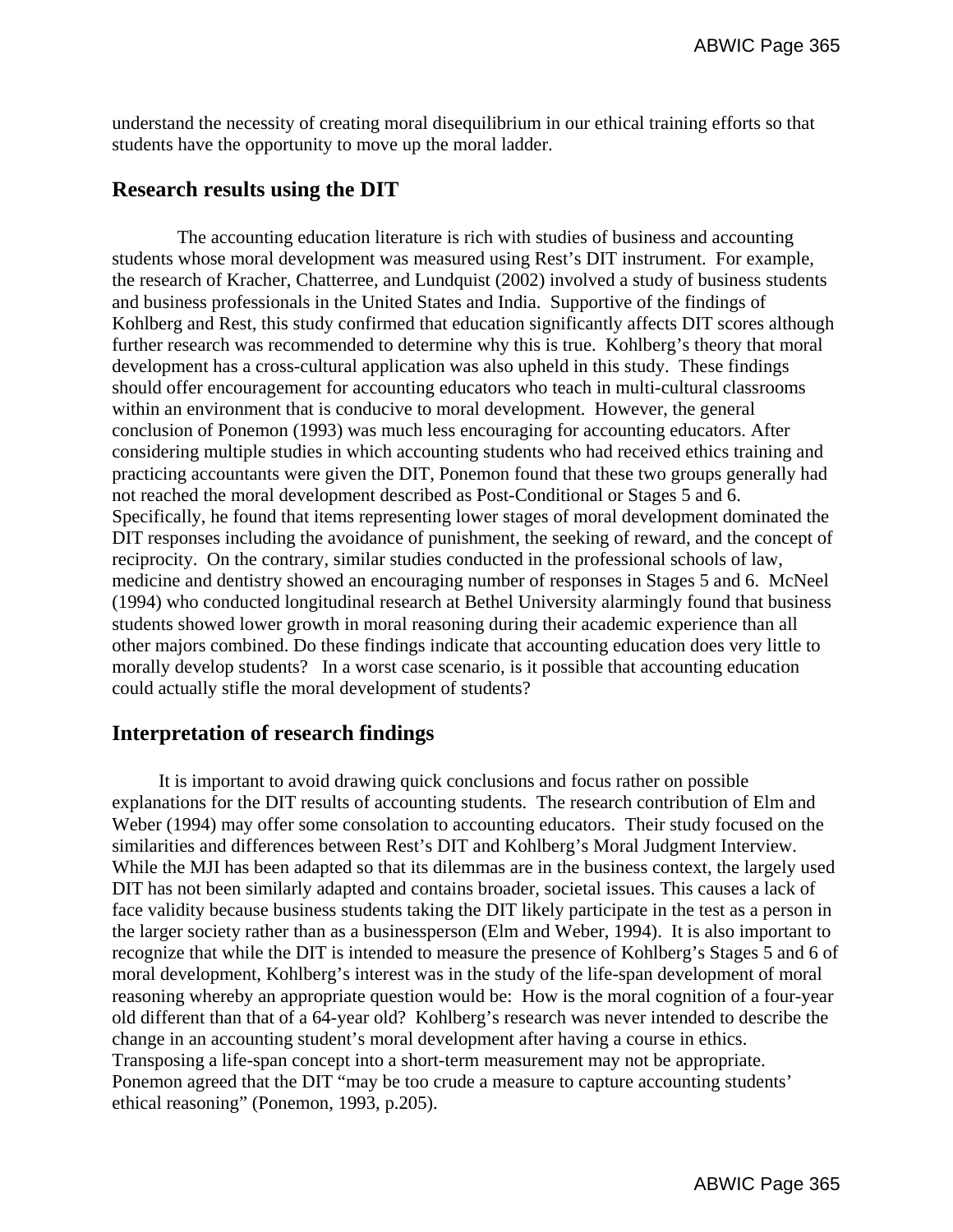understand the necessity of creating moral disequilibrium in our ethical training efforts so that students have the opportunity to move up the moral ladder.

## Research results using the DIT

The accounting education literature is rich with studies of business and accounting students whose moral development was measured using Rest's DIT instrument. For example, the research of Kracher, Chatterree, and Lundquist (2002) involved a study of business students and business professionals in the United States and India. Supportive of the findings of Kohlberg and Rest, this study confirmed that education significantly affects DIT scores although further research was recommended to determine why this is true. Kohlberg's theory that moral development has a cross-cultural application was also upheld in this study. These findings should offer encouragement for accounting educators who teach in multi-cultural classrooms within an environment that is conducive to moral development. However, the general conclusion of Ponemon (1993) was much less encouraging for accounting educators. After considering multiple studies in which accounting students who had received ethics training and practicing accountants were given the DIT, Ponemon found that these two groups generally had not reached the moral development described as Post-Conditional or Stages 5 and 6. Specifically, he found that items representing lower stages of moral development dominated the DIT responses including the avoidance of punishment, the seeking of reward, and the concept of reciprocity. On the contrary, similar studies conducted in the professional schools of law, medicine and dentistry showed an encouraging number of responses in Stages 5 and 6. McNeel (1994) who conducted longitudinal research at Bethel University alarmingly found that business students showed lower growth in moral reasoning during their academic experience than all other majors combined. Do these findings indicate that accounting education does very little to morally develop students? In a worst case scenario, is it possible that accounting education could actually stifle the moral development of students?

## Interpretation of research findings

It is important to avoid drawing quick conclusions and focus rather on possible explanations for the DIT results of accounting students. The research contribution of Elm and Weber (1994) may offer some consolation to accounting educators. Their study focused on the similarities and differences between Rest's DIT and Kohlberg's Moral Judgment Interview. While the MJI has been adapted so that its dilemmas are in the business context, the largely used DIT has not been similarly adapted and contains broader, societal issues. This causes a lack of face validity because business students taking the DIT likely participate in the test as a person in the larger society rather than as a businessperson (Elm and Weber, 1994). It is also important to recognize that while the DIT is intended to measure the presence of Kohlberg's Stages 5 and 6 of moral development, Kohlberg's interest was in the study of the life-span development of moral reasoning whereby an appropriate question would be: How is the moral cognition of a four-year old different than that of a 64-year old? Kohlberg's research was never intended to describe the change in an accounting student's moral development after having a course in ethics. Transposing a life-span concept into a short-term measurement may not be appropriate. Ponemon agreed that the DIT "may be too crude a measure to capture accounting students' ethical reasoning" (Ponemon, 1993, p.205).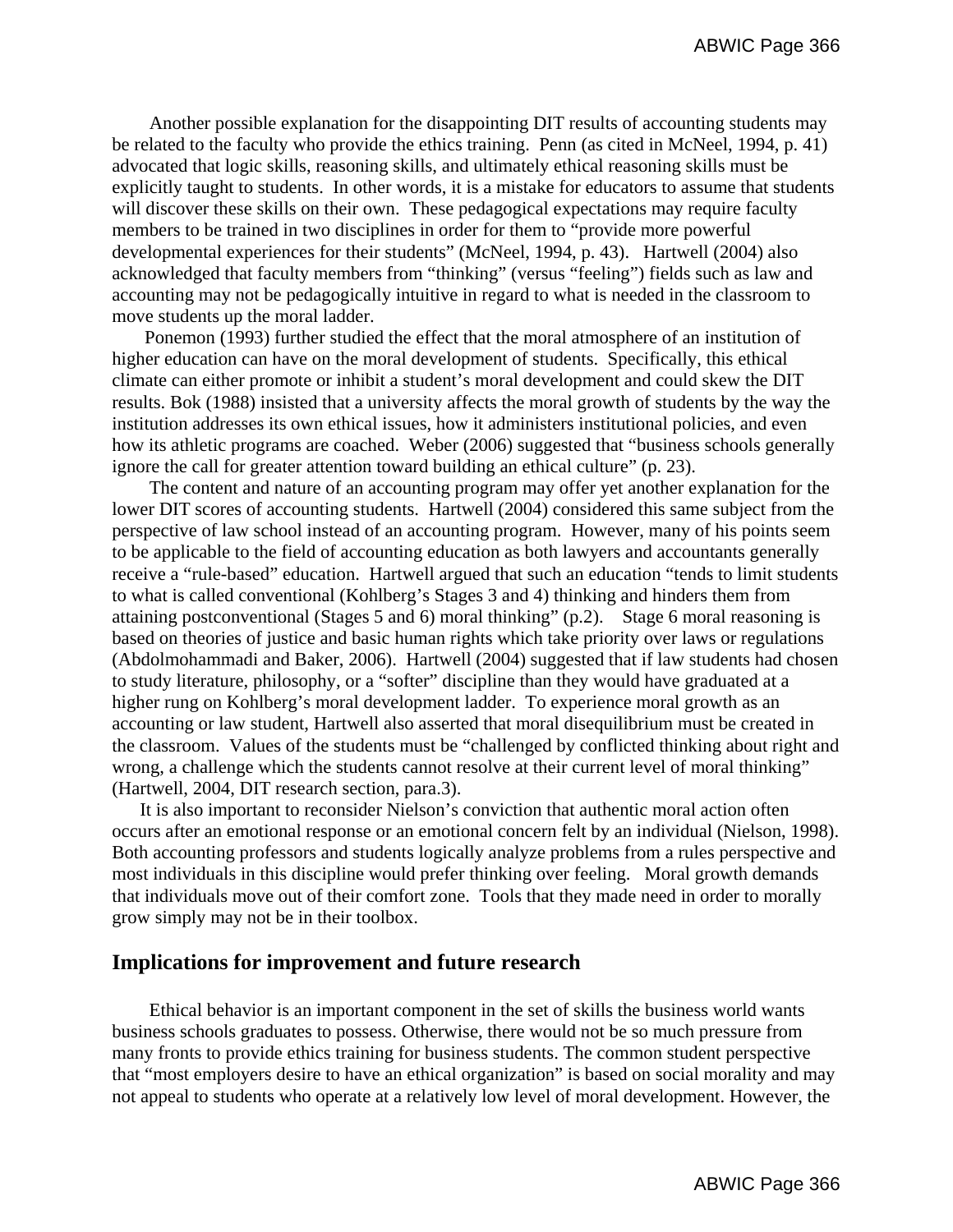Another possible explanation for the disappointing DIT results of accounting students may be related to the faculty who provide the ethics training. Penn (as cited in McNeel, 1994, p. 41) advocated that logic skills, reasoning skills, and ultimately ethical reasoning skills must be explicitly taught to students. In other words, it is a mistake for educators to assume that students will discover these skills on their own. These pedagogical expectations may require faculty members to be trained in two disciplines in order for them to "provide more powerful developmental experiences for their students" (McNeel, 1994, p. 43). Hartwell (2004) also acknowledged that faculty members from "thinking" (versus "feeling") fields such as law and accounting may not be pedagogically intuitive in regard to what is needed in the classroom to move students up the moral ladder.

Ponemon (1993) further studied the effect that the moral atmosphere of an institution of higher education can have on the moral development of students. Specifically, this ethical climate can either promote or inhibit a student's moral development and could skew the DIT results. Bok (1988) insisted that a university affects the moral growth of students by the way the institution addresses its own ethical issues, how it administers institutional policies, and even how its athletic programs are coached. Weber (2006) suggested that "business schools generally ignore the call for greater attention toward building an ethical culture" (p. 23).

The content and nature of an accounting program may offer yet another explanation for the lower DIT scores of accounting students. Hartwell (2004) considered this same subject from the perspective of law school instead of an accounting program. However, many of his points seem to be applicable to the field of accounting education as both lawyers and accountants generally receive a "rule-based" education. Hartwell argued that such an education "tends to limit students to what is called conventional (Kohlberg's Stages 3 and 4) thinking and hinders them from attaining postconventional (Stages 5 and 6) moral thinking" (p.2). Stage 6 moral reasoning is based on theories of justice and basic human rights which take priority over laws or regulations (Abdolmohammadi and Baker, 2006). Hartwell (2004) suggested that if law students had chosen to study literature, philosophy, or a "softer" discipline than they would have graduated at a higher rung on Kohlberg's moral development ladder. To experience moral growth as an accounting or law student, Hartwell also asserted that moral disequilibrium must be created in the classroom. Values of the students must be "challenged by conflicted thinking about right and wrong, a challenge which the students cannot resolve at their current level of moral thinking" (Hartwell, 2004, DIT research section, para.3).

It is also important to reconsider Nielson's conviction that authentic moral action often occurs after an emotional response or an emotional concern felt by an individual (Nielson, 1998). Both accounting professors and students logically analyze problems from a rules perspective and most individuals in this discipline would prefer thinking over feeling. Moral growth demands that individuals move out of their comfort zone. Tools that they made need in order to morally grow simply may not be in their toolbox.

## Implications for improvement and future research

Ethical behavior is an important component in the set of skills the business world wants business schools graduates to possess. Otherwise, there would not be so much pressure from many fronts to provide ethics training for business students. The common student perspective that "most employers desire to have an ethical organization" is based on social morality and may not appeal to students who operate at a relatively low level of moral development. However, the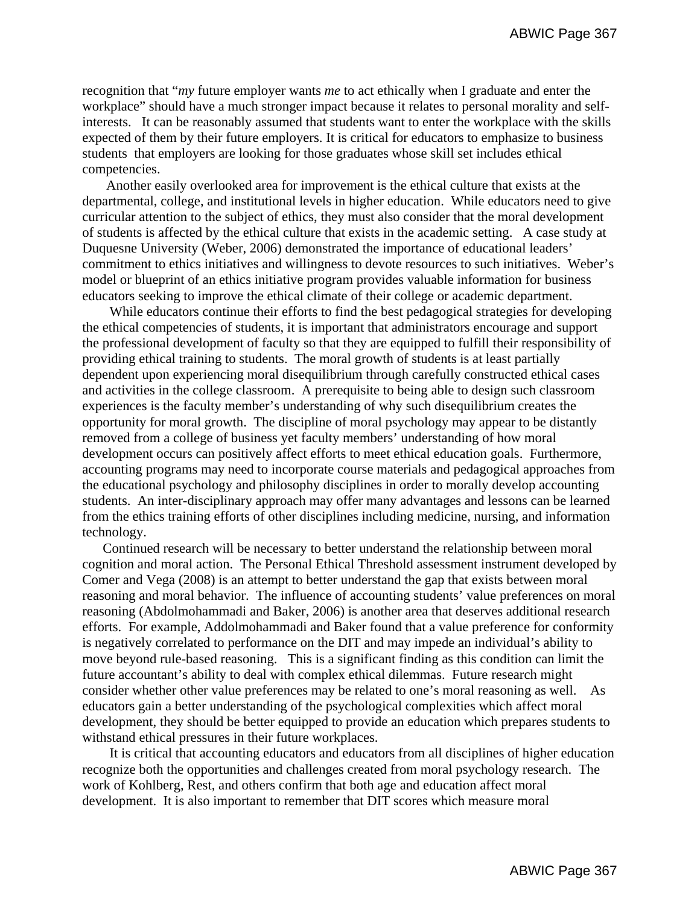recognition that "*my* future employer wants *me* to act ethically when I graduate and enter the workplace" should have a much stronger impact because it relates to personal morality and self-interests. It can be reasonably assumed that students want to enter the workplace with the skills expected of them by their future employers. It is critical for educators to emphasize to business students that employers are looking for those graduates whose skill set includes ethical competencies.

Another easily overlooked area for improvement is the ethical culture that exists at the departmental, college, and institutional levels in higher education. While educators need to give curricular attention to the subject of ethics, they must also consider that the moral development of students is affected by the ethical culture that exists in the academic setting. A case study at Duquesne University (Weber, 2006) demonstrated the importance of educational leaders' commitment to ethics initiatives and willingness to devote resources to such initiatives. Weber's model or blueprint of an ethics initiative program provides valuable information for business educators seeking to improve the ethical climate of their college or academic department.

While educators continue their efforts to find the best pedagogical strategies for developing the ethical competencies of students, it is important that administrators encourage and support the professional development of faculty so that they are equipped to fulfill their responsibility of providing ethical training to students. The moral growth of students is at least partially dependent upon experiencing moral disequilibrium through carefully constructed ethical cases and activities in the college classroom. A prerequisite to being able to design such classroom experiences is the faculty member's understanding of why such disequilibrium creates the opportunity for moral growth. The discipline of moral psychology may appear to be distantly removed from a college of business yet faculty members' understanding of how moral development occurs can positively affect efforts to meet ethical education goals. Furthermore, accounting programs may need to incorporate course materials and pedagogical approaches from the educational psychology and philosophy disciplines in order to morally develop accounting students. An inter-disciplinary approach may offer many advantages and lessons can be learned from the ethics training efforts of other disciplines including medicine, nursing, and information technology.

Continued research will be necessary to better understand the relationship between moral cognition and moral action. The Personal Ethical Threshold assessment instrument developed by Comer and Vega (2008) is an attempt to better understand the gap that exists between moral reasoning and moral behavior. The influence of accounting students' value preferences on moral reasoning (Abdolmohammadi and Baker, 2006) is another area that deserves additional research efforts. For example, Addolmohammadi and Baker found that a value preference for conformity is negatively correlated to performance on the DIT and may impede an individual's ability to move beyond rule-based reasoning. This is a significant finding as this condition can limit the future accountant's ability to deal with complex ethical dilemmas. Future research might consider whether other value preferences may be related to one's moral reasoning as well. As educators gain a better understanding of the psychological complexities which affect moral development, they should be better equipped to provide an education which prepares students to withstand ethical pressures in their future workplaces.

It is critical that accounting educators and educators from all disciplines of higher education recognize both the opportunities and challenges created from moral psychology research. The work of Kohlberg, Rest, and others confirm that both age and education affect moral development. It is also important to remember that DIT scores which measure moral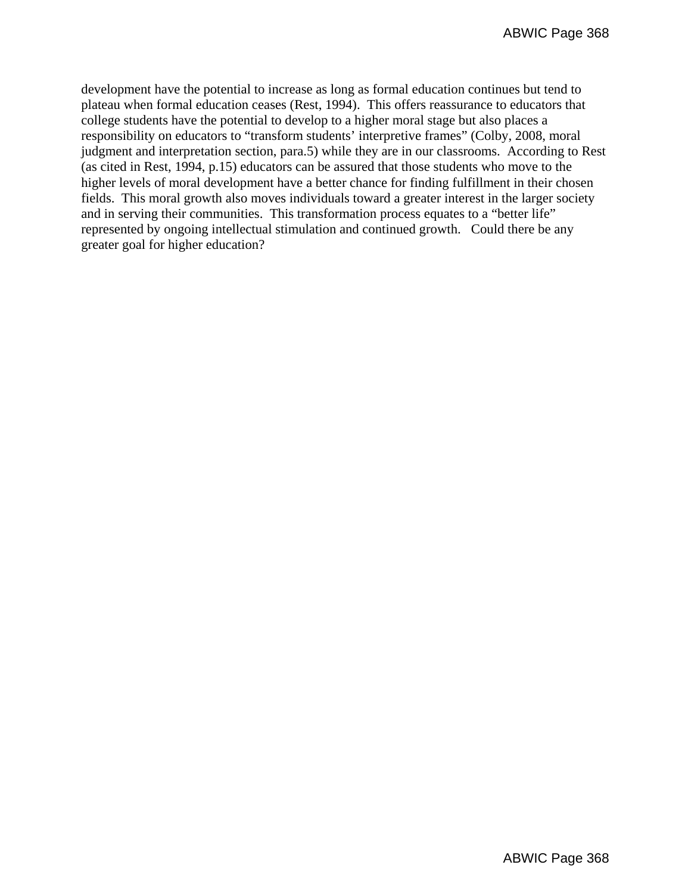development have the potential to increase as long as formal education continues but tend to plateau when formal education ceases (Rest, 1994). This offers reassurance to educators that college students have the potential to develop to a higher moral stage but also places a responsibility on educators to "transform students' interpretive frames" (Colby, 2008, moral judgment and interpretation section, para.5) while they are in our classrooms. According to Rest (as cited in Rest, 1994, p.15) educators can be assured that those students who move to the higher levels of moral development have a better chance for finding fulfillment in their chosen fields. This moral growth also moves individuals toward a greater interest in the larger society and in serving their communities. This transformation process equates to a "better life" represented by ongoing intellectual stimulation and continued growth. Could there be any greater goal for higher education?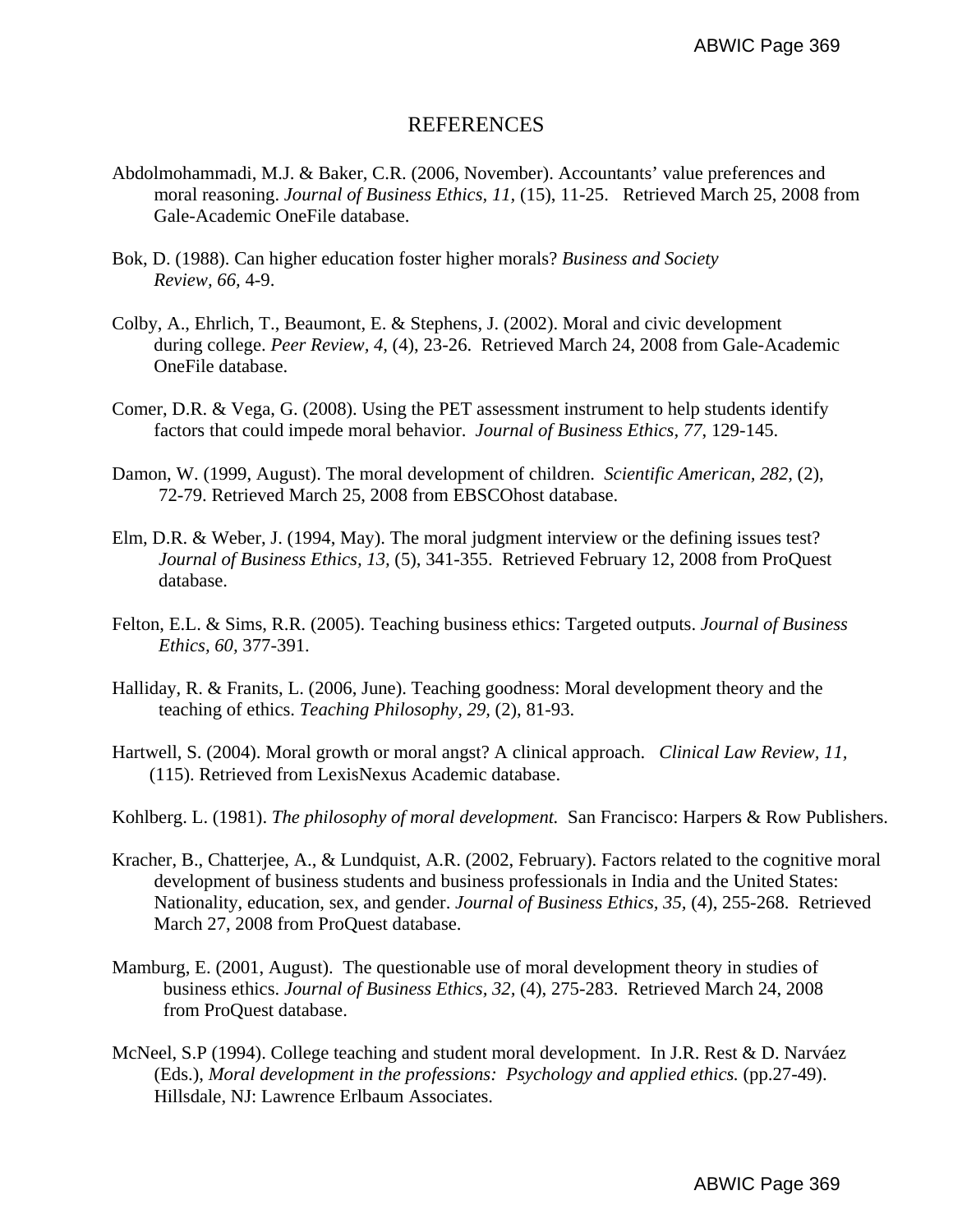# REFERENCES

Abdolmohammadi, M.J. & Baker, C.R. (2006, November). Accountants' value preferences and moral reasoning. *Journal of Business Ethics, 11,* (15), 11-25. Retrieved March 25, 2008 from Gale-Academic OneFile database.

Bok, D. (1988). Can higher education foster higher morals? *Business and Society Review, 66,* 4-9.

Colby, A., Ehrlich, T., Beaumont, E. & Stephens, J. (2002). Moral and civic development during college. *Peer Review, 4,* (4), 23-26. Retrieved March 24, 2008 from Gale-Academic OneFile database.

Comer, D.R. & Vega, G. (2008). Using the PET assessment instrument to help students identify factors that could impede moral behavior. *Journal of Business Ethics, 77,* 129-145.

Damon, W. (1999, August). The moral development of children. *Scientific American, 282,* (2), 72-79. Retrieved March 25, 2008 from EBSCOhost database.

Elm, D.R. & Weber, J. (1994, May). The moral judgment interview or the defining issues test? *Journal of Business Ethics, 13,* (5), 341-355. Retrieved February 12, 2008 from ProQuest database.

Felton, E.L. & Sims, R.R. (2005). Teaching business ethics: Targeted outputs. *Journal of Business Ethics, 60,* 377-391.

Halliday, R. & Franits, L. (2006, June). Teaching goodness: Moral development theory and the teaching of ethics. *Teaching Philosophy, 29,* (2), 81-93.

Hartwell, S. (2004). Moral growth or moral angst? A clinical approach. *Clinical Law Review, 11,* (115). Retrieved from LexisNexus Academic database.

Kohlberg. L. (1981). *The philosophy of moral development.* San Francisco: Harpers & Row Publishers.

Kracher, B., Chatterjee, A., & Lundquist, A.R. (2002, February). Factors related to the cognitive moral development of business students and business professionals in India and the United States: Nationality, education, sex, and gender. *Journal of Business Ethics, 35,* (4), 255-268. Retrieved March 27, 2008 from ProQuest database.

Mamburg, E. (2001, August). The questionable use of moral development theory in studies of business ethics. *Journal of Business Ethics, 32,* (4), 275-283. Retrieved March 24, 2008 from ProQuest database.

McNeel, S.P (1994). College teaching and student moral development. In J.R. Rest & D. Narváez (Eds.), *Moral development in the professions: Psychology and applied ethics.* (pp.27-49). Hillsdale, NJ: Lawrence Erlbaum Associates.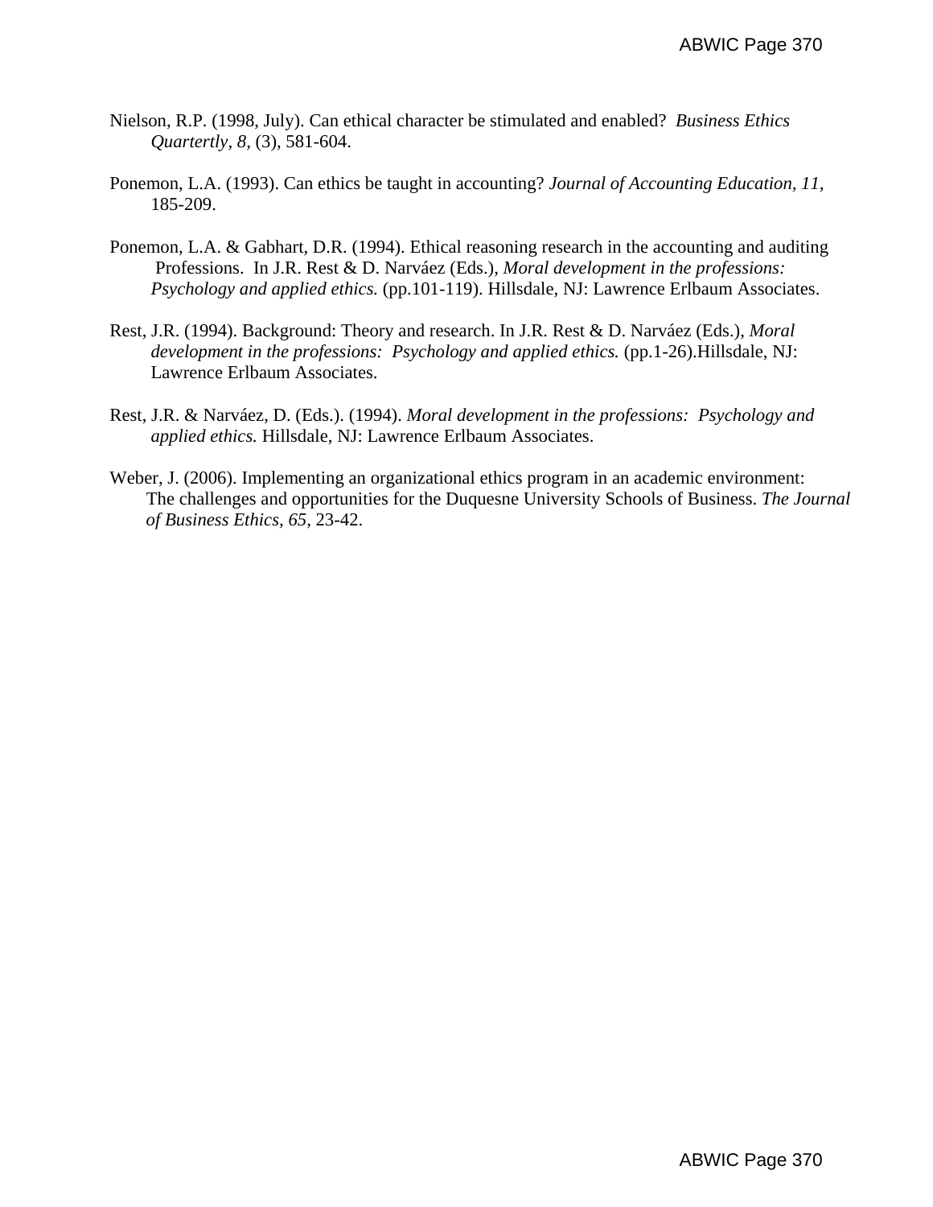Nielson, R.P. (1998, July). Can ethical character be stimulated and enabled? *Business Ethics Quartertly, 8,* (3), 581-604.

Ponemon, L.A. (1993). Can ethics be taught in accounting? *Journal of Accounting Education, 11,* 185-209.

Ponemon, L.A. & Gabhart, D.R. (1994). Ethical reasoning research in the accounting and auditing Professions. In J.R. Rest & D. Narváez (Eds.), *Moral development in the professions: Psychology and applied ethics.* (pp.101-119). Hillsdale, NJ: Lawrence Erlbaum Associates.

Rest, J.R. (1994). Background: Theory and research. In J.R. Rest & D. Narváez (Eds.), *Moral development in the professions: Psychology and applied ethics.* (pp.1-26).Hillsdale, NJ: Lawrence Erlbaum Associates.

Rest, J.R. & Narváez, D. (Eds.). (1994). *Moral development in the professions: Psychology and applied ethics.* Hillsdale, NJ: Lawrence Erlbaum Associates.

Weber, J. (2006). Implementing an organizational ethics program in an academic environment: The challenges and opportunities for the Duquesne University Schools of Business. *The Journal of Business Ethics, 65*, 23-42.